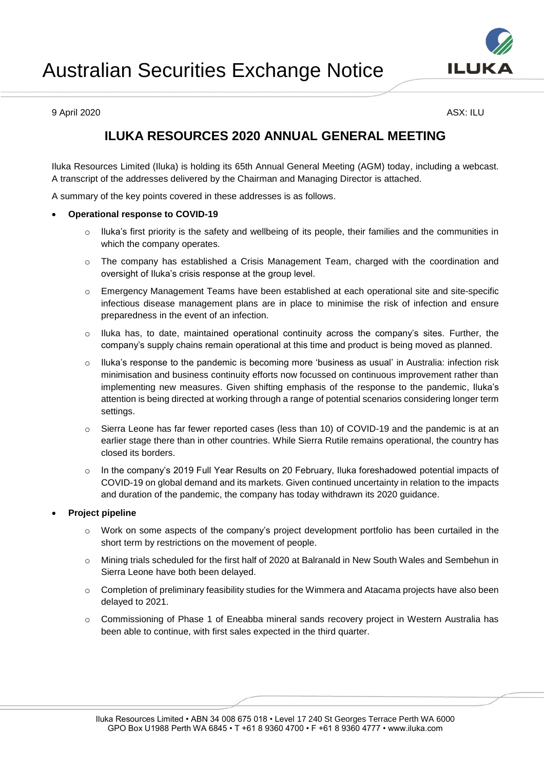# Australian Securities Exchange Notice

9 April 2020 ASX: ILU

## ILUKA RESOURCES 2020 ANNUAL GENERAL MEETING

Iluka Resources Limited (Iluka) is holding its 65th Annual General Meeting (AGM) today, including a webcast. A transcript of the addresses delivered by the Chairman and Managing Director is attached.

A summary of the key points covered in these addresses is as follows.

- **Operational response to COVID-19**
  - Iluka's first priority is the safety and wellbeing of its people, their families and the communities in which the company operates.
  - The company has established a Crisis Management Team, charged with the coordination and oversight of Iluka's crisis response at the group level.
  - Emergency Management Teams have been established at each operational site and site-specific infectious disease management plans are in place to minimise the risk of infection and ensure preparedness in the event of an infection.
  - Iluka has, to date, maintained operational continuity across the company's sites. Further, the company's supply chains remain operational at this time and product is being moved as planned.
  - Iluka's response to the pandemic is becoming more 'business as usual' in Australia: infection risk minimisation and business continuity efforts now focussed on continuous improvement rather than implementing new measures. Given shifting emphasis of the response to the pandemic, Iluka's attention is being directed at working through a range of potential scenarios considering longer term settings.
  - Sierra Leone has far fewer reported cases (less than 10) of COVID-19 and the pandemic is at an earlier stage there than in other countries. While Sierra Rutile remains operational, the country has closed its borders.
  - In the company's 2019 Full Year Results on 20 February, Iluka foreshadowed potential impacts of COVID-19 on global demand and its markets. Given continued uncertainty in relation to the impacts and duration of the pandemic, the company has today withdrawn its 2020 guidance.
- **Project pipeline**
  - Work on some aspects of the company's project development portfolio has been curtailed in the short term by restrictions on the movement of people.
  - Mining trials scheduled for the first half of 2020 at Balranald in New South Wales and Sembehun in Sierra Leone have both been delayed.
  - Completion of preliminary feasibility studies for the Wimmera and Atacama projects have also been delayed to 2021.
  - Commissioning of Phase 1 of Eneabba mineral sands recovery project in Western Australia has been able to continue, with first sales expected in the third quarter.

Iluka Resources Limited • ABN 34 008 675 018 • Level 17 240 St Georges Terrace Perth WA 6000
GPO Box U1988 Perth WA 6845 • T +61 8 9360 4700 • F +61 8 9360 4777 • www.iluka.com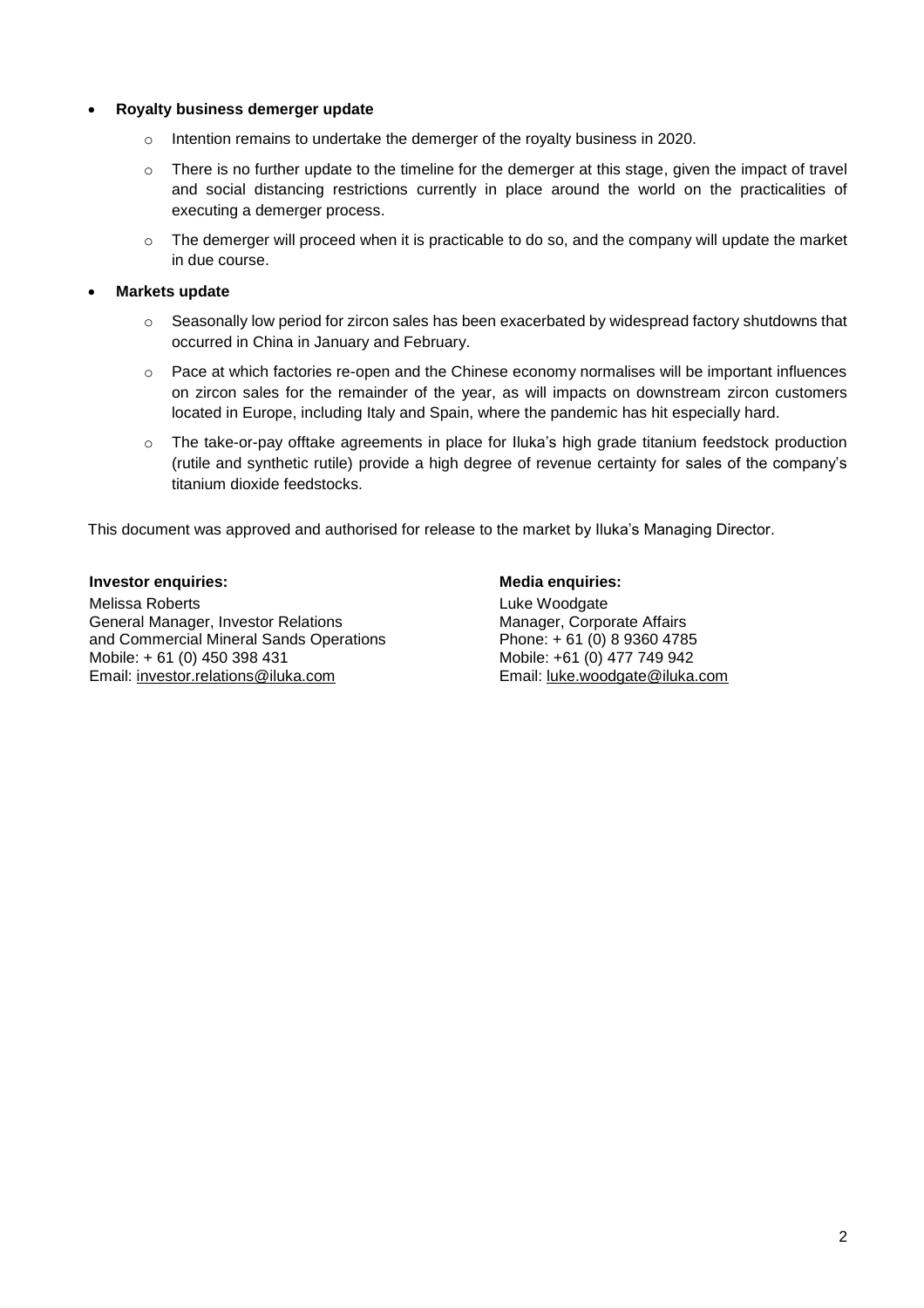- **Royalty business demerger update**
  - Intention remains to undertake the demerger of the royalty business in 2020.
  - There is no further update to the timeline for the demerger at this stage, given the impact of travel and social distancing restrictions currently in place around the world on the practicalities of executing a demerger process.
  - The demerger will proceed when it is practicable to do so, and the company will update the market in due course.
- **Markets update**
  - Seasonally low period for zircon sales has been exacerbated by widespread factory shutdowns that occurred in China in January and February.
  - Pace at which factories re-open and the Chinese economy normalises will be important influences on zircon sales for the remainder of the year, as will impacts on downstream zircon customers located in Europe, including Italy and Spain, where the pandemic has hit especially hard.
  - The take-or-pay offtake agreements in place for Iluka's high grade titanium feedstock production (rutile and synthetic rutile) provide a high degree of revenue certainty for sales of the company's titanium dioxide feedstocks.

This document was approved and authorised for release to the market by Iluka's Managing Director.

**Investor enquiries:**

Melissa Roberts
General Manager, Investor Relations
and Commercial Mineral Sands Operations
Mobile: + 61 (0) 450 398 431
Email: investor.relations@iluka.com

**Media enquiries:**

Luke Woodgate
Manager, Corporate Affairs
Phone: + 61 (0) 8 9360 4785
Mobile: +61 (0) 477 749 942
Email: luke.woodgate@iluka.com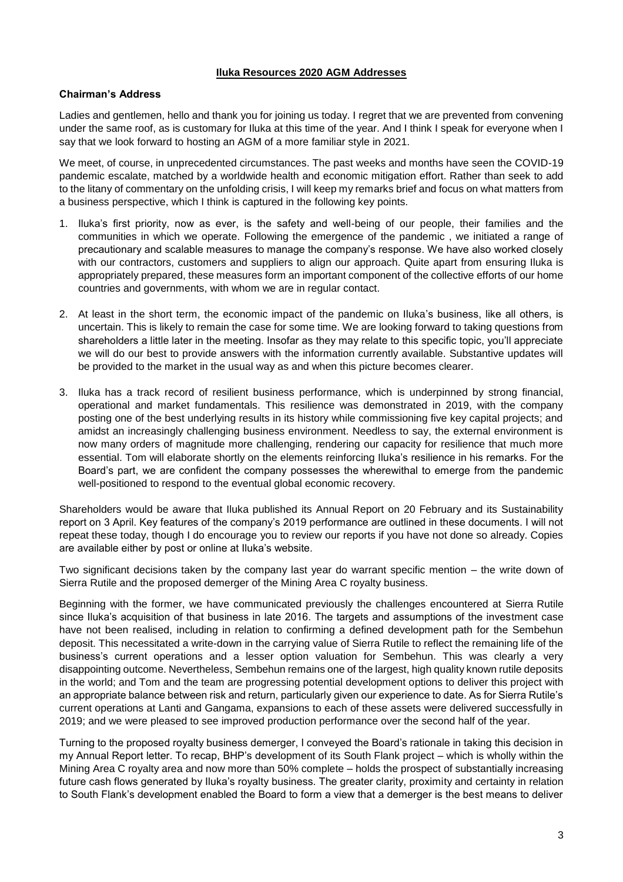# Iluka Resources 2020 AGM Addresses

## Chairman's Address

Ladies and gentlemen, hello and thank you for joining us today. I regret that we are prevented from convening under the same roof, as is customary for Iluka at this time of the year. And I think I speak for everyone when I say that we look forward to hosting an AGM of a more familiar style in 2021.

We meet, of course, in unprecedented circumstances. The past weeks and months have seen the COVID-19 pandemic escalate, matched by a worldwide health and economic mitigation effort. Rather than seek to add to the litany of commentary on the unfolding crisis, I will keep my remarks brief and focus on what matters from a business perspective, which I think is captured in the following key points.

1. Iluka's first priority, now as ever, is the safety and well-being of our people, their families and the communities in which we operate. Following the emergence of the pandemic , we initiated a range of precautionary and scalable measures to manage the company's response. We have also worked closely with our contractors, customers and suppliers to align our approach. Quite apart from ensuring Iluka is appropriately prepared, these measures form an important component of the collective efforts of our home countries and governments, with whom we are in regular contact.

2. At least in the short term, the economic impact of the pandemic on Iluka's business, like all others, is uncertain. This is likely to remain the case for some time. We are looking forward to taking questions from shareholders a little later in the meeting. Insofar as they may relate to this specific topic, you'll appreciate we will do our best to provide answers with the information currently available. Substantive updates will be provided to the market in the usual way as and when this picture becomes clearer.

3. Iluka has a track record of resilient business performance, which is underpinned by strong financial, operational and market fundamentals. This resilience was demonstrated in 2019, with the company posting one of the best underlying results in its history while commissioning five key capital projects; and amidst an increasingly challenging business environment. Needless to say, the external environment is now many orders of magnitude more challenging, rendering our capacity for resilience that much more essential. Tom will elaborate shortly on the elements reinforcing Iluka's resilience in his remarks. For the Board's part, we are confident the company possesses the wherewithal to emerge from the pandemic well-positioned to respond to the eventual global economic recovery.

Shareholders would be aware that Iluka published its Annual Report on 20 February and its Sustainability report on 3 April. Key features of the company's 2019 performance are outlined in these documents. I will not repeat these today, though I do encourage you to review our reports if you have not done so already. Copies are available either by post or online at Iluka's website.

Two significant decisions taken by the company last year do warrant specific mention – the write down of Sierra Rutile and the proposed demerger of the Mining Area C royalty business.

Beginning with the former, we have communicated previously the challenges encountered at Sierra Rutile since Iluka's acquisition of that business in late 2016. The targets and assumptions of the investment case have not been realised, including in relation to confirming a defined development path for the Sembehun deposit. This necessitated a write-down in the carrying value of Sierra Rutile to reflect the remaining life of the business's current operations and a lesser option valuation for Sembehun. This was clearly a very disappointing outcome. Nevertheless, Sembehun remains one of the largest, high quality known rutile deposits in the world; and Tom and the team are progressing potential development options to deliver this project with an appropriate balance between risk and return, particularly given our experience to date. As for Sierra Rutile's current operations at Lanti and Gangama, expansions to each of these assets were delivered successfully in 2019; and we were pleased to see improved production performance over the second half of the year.

Turning to the proposed royalty business demerger, I conveyed the Board's rationale in taking this decision in my Annual Report letter. To recap, BHP's development of its South Flank project – which is wholly within the Mining Area C royalty area and now more than 50% complete – holds the prospect of substantially increasing future cash flows generated by Iluka's royalty business. The greater clarity, proximity and certainty in relation to South Flank's development enabled the Board to form a view that a demerger is the best means to deliver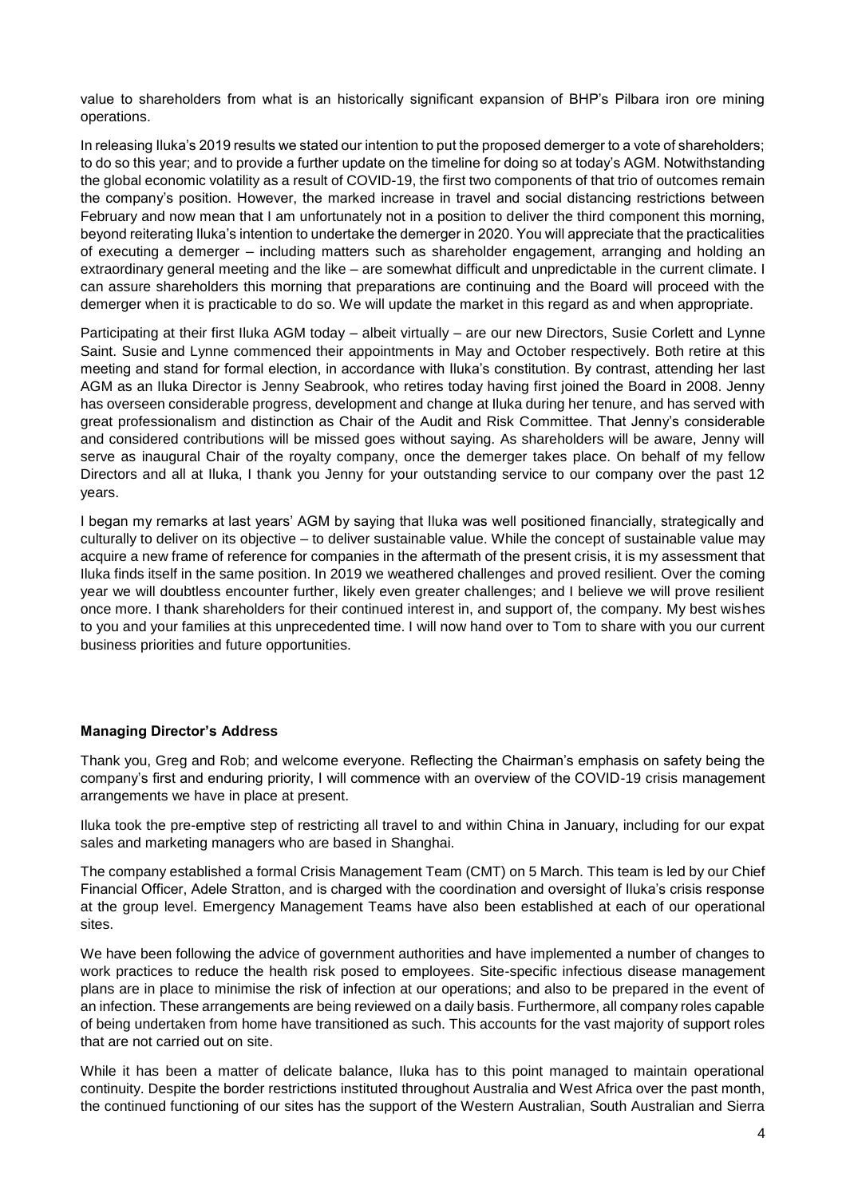value to shareholders from what is an historically significant expansion of BHP's Pilbara iron ore mining operations.

In releasing Iluka's 2019 results we stated our intention to put the proposed demerger to a vote of shareholders; to do so this year; and to provide a further update on the timeline for doing so at today's AGM. Notwithstanding the global economic volatility as a result of COVID-19, the first two components of that trio of outcomes remain the company's position. However, the marked increase in travel and social distancing restrictions between February and now mean that I am unfortunately not in a position to deliver the third component this morning, beyond reiterating Iluka's intention to undertake the demerger in 2020. You will appreciate that the practicalities of executing a demerger – including matters such as shareholder engagement, arranging and holding an extraordinary general meeting and the like – are somewhat difficult and unpredictable in the current climate. I can assure shareholders this morning that preparations are continuing and the Board will proceed with the demerger when it is practicable to do so. We will update the market in this regard as and when appropriate.

Participating at their first Iluka AGM today – albeit virtually – are our new Directors, Susie Corlett and Lynne Saint. Susie and Lynne commenced their appointments in May and October respectively. Both retire at this meeting and stand for formal election, in accordance with Iluka's constitution. By contrast, attending her last AGM as an Iluka Director is Jenny Seabrook, who retires today having first joined the Board in 2008. Jenny has overseen considerable progress, development and change at Iluka during her tenure, and has served with great professionalism and distinction as Chair of the Audit and Risk Committee. That Jenny's considerable and considered contributions will be missed goes without saying. As shareholders will be aware, Jenny will serve as inaugural Chair of the royalty company, once the demerger takes place. On behalf of my fellow Directors and all at Iluka, I thank you Jenny for your outstanding service to our company over the past 12 years.

I began my remarks at last years' AGM by saying that Iluka was well positioned financially, strategically and culturally to deliver on its objective – to deliver sustainable value. While the concept of sustainable value may acquire a new frame of reference for companies in the aftermath of the present crisis, it is my assessment that Iluka finds itself in the same position. In 2019 we weathered challenges and proved resilient. Over the coming year we will doubtless encounter further, likely even greater challenges; and I believe we will prove resilient once more. I thank shareholders for their continued interest in, and support of, the company. My best wishes to you and your families at this unprecedented time. I will now hand over to Tom to share with you our current business priorities and future opportunities.

**Managing Director's Address**

Thank you, Greg and Rob; and welcome everyone. Reflecting the Chairman's emphasis on safety being the company's first and enduring priority, I will commence with an overview of the COVID-19 crisis management arrangements we have in place at present.

Iluka took the pre-emptive step of restricting all travel to and within China in January, including for our expat sales and marketing managers who are based in Shanghai.

The company established a formal Crisis Management Team (CMT) on 5 March. This team is led by our Chief Financial Officer, Adele Stratton, and is charged with the coordination and oversight of Iluka's crisis response at the group level. Emergency Management Teams have also been established at each of our operational sites.

We have been following the advice of government authorities and have implemented a number of changes to work practices to reduce the health risk posed to employees. Site-specific infectious disease management plans are in place to minimise the risk of infection at our operations; and also to be prepared in the event of an infection. These arrangements are being reviewed on a daily basis. Furthermore, all company roles capable of being undertaken from home have transitioned as such. This accounts for the vast majority of support roles that are not carried out on site.

While it has been a matter of delicate balance, Iluka has to this point managed to maintain operational continuity. Despite the border restrictions instituted throughout Australia and West Africa over the past month, the continued functioning of our sites has the support of the Western Australian, South Australian and Sierra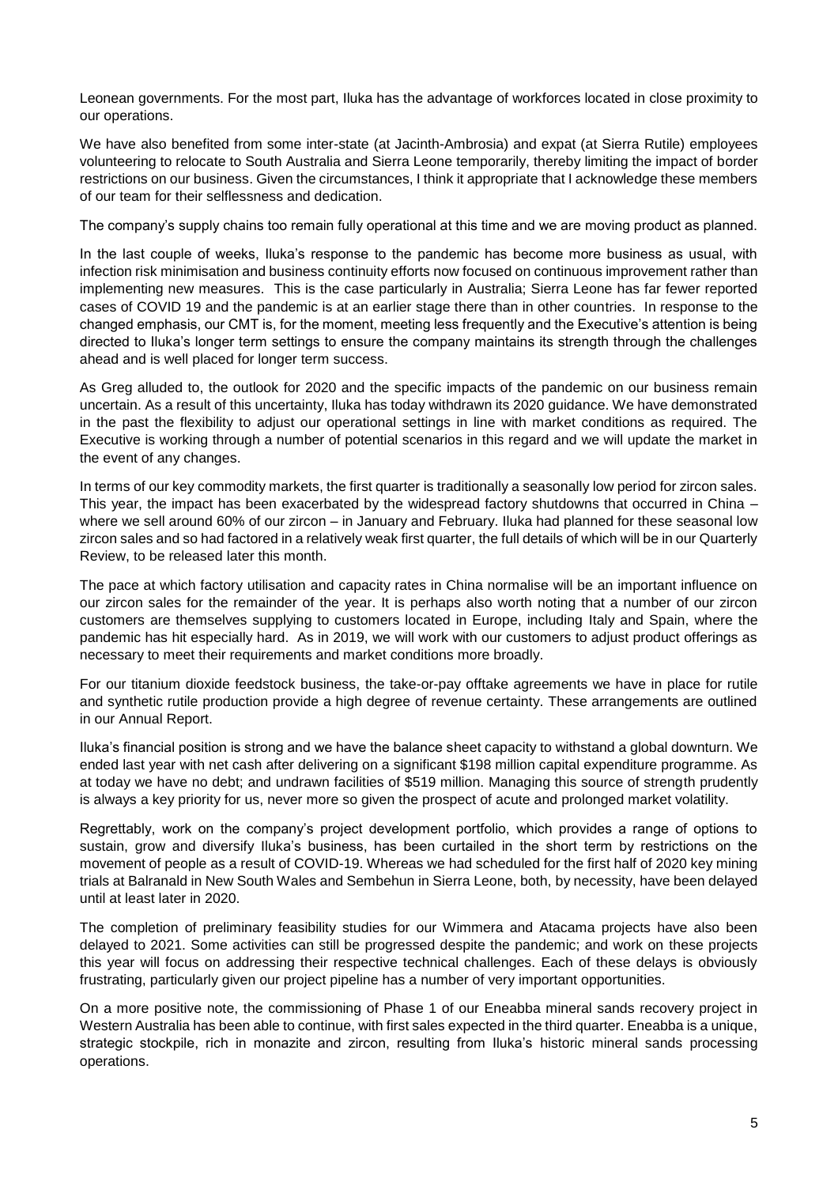Leonean governments. For the most part, Iluka has the advantage of workforces located in close proximity to our operations.

We have also benefited from some inter-state (at Jacinth-Ambrosia) and expat (at Sierra Rutile) employees volunteering to relocate to South Australia and Sierra Leone temporarily, thereby limiting the impact of border restrictions on our business. Given the circumstances, I think it appropriate that I acknowledge these members of our team for their selflessness and dedication.

The company's supply chains too remain fully operational at this time and we are moving product as planned.

In the last couple of weeks, Iluka's response to the pandemic has become more business as usual, with infection risk minimisation and business continuity efforts now focused on continuous improvement rather than implementing new measures. This is the case particularly in Australia; Sierra Leone has far fewer reported cases of COVID 19 and the pandemic is at an earlier stage there than in other countries. In response to the changed emphasis, our CMT is, for the moment, meeting less frequently and the Executive's attention is being directed to Iluka's longer term settings to ensure the company maintains its strength through the challenges ahead and is well placed for longer term success.

As Greg alluded to, the outlook for 2020 and the specific impacts of the pandemic on our business remain uncertain. As a result of this uncertainty, Iluka has today withdrawn its 2020 guidance. We have demonstrated in the past the flexibility to adjust our operational settings in line with market conditions as required. The Executive is working through a number of potential scenarios in this regard and we will update the market in the event of any changes.

In terms of our key commodity markets, the first quarter is traditionally a seasonally low period for zircon sales. This year, the impact has been exacerbated by the widespread factory shutdowns that occurred in China – where we sell around 60% of our zircon – in January and February. Iluka had planned for these seasonal low zircon sales and so had factored in a relatively weak first quarter, the full details of which will be in our Quarterly Review, to be released later this month.

The pace at which factory utilisation and capacity rates in China normalise will be an important influence on our zircon sales for the remainder of the year. It is perhaps also worth noting that a number of our zircon customers are themselves supplying to customers located in Europe, including Italy and Spain, where the pandemic has hit especially hard. As in 2019, we will work with our customers to adjust product offerings as necessary to meet their requirements and market conditions more broadly.

For our titanium dioxide feedstock business, the take-or-pay offtake agreements we have in place for rutile and synthetic rutile production provide a high degree of revenue certainty. These arrangements are outlined in our Annual Report.

Iluka's financial position is strong and we have the balance sheet capacity to withstand a global downturn. We ended last year with net cash after delivering on a significant $198 million capital expenditure programme. As at today we have no debt; and undrawn facilities of $519 million. Managing this source of strength prudently is always a key priority for us, never more so given the prospect of acute and prolonged market volatility.

Regrettably, work on the company's project development portfolio, which provides a range of options to sustain, grow and diversify Iluka's business, has been curtailed in the short term by restrictions on the movement of people as a result of COVID-19. Whereas we had scheduled for the first half of 2020 key mining trials at Balranald in New South Wales and Sembehun in Sierra Leone, both, by necessity, have been delayed until at least later in 2020.

The completion of preliminary feasibility studies for our Wimmera and Atacama projects have also been delayed to 2021. Some activities can still be progressed despite the pandemic; and work on these projects this year will focus on addressing their respective technical challenges. Each of these delays is obviously frustrating, particularly given our project pipeline has a number of very important opportunities.

On a more positive note, the commissioning of Phase 1 of our Eneabba mineral sands recovery project in Western Australia has been able to continue, with first sales expected in the third quarter. Eneabba is a unique, strategic stockpile, rich in monazite and zircon, resulting from Iluka's historic mineral sands processing operations.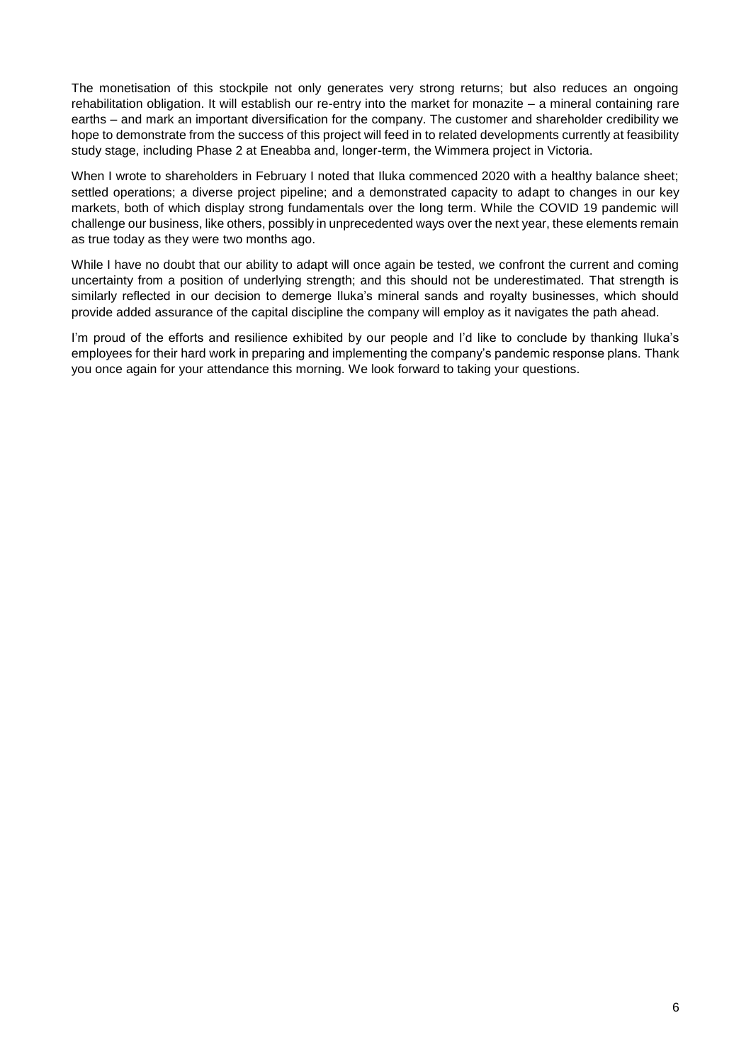The monetisation of this stockpile not only generates very strong returns; but also reduces an ongoing rehabilitation obligation. It will establish our re-entry into the market for monazite – a mineral containing rare earths – and mark an important diversification for the company. The customer and shareholder credibility we hope to demonstrate from the success of this project will feed in to related developments currently at feasibility study stage, including Phase 2 at Eneabba and, longer-term, the Wimmera project in Victoria.

When I wrote to shareholders in February I noted that Iluka commenced 2020 with a healthy balance sheet; settled operations; a diverse project pipeline; and a demonstrated capacity to adapt to changes in our key markets, both of which display strong fundamentals over the long term. While the COVID 19 pandemic will challenge our business, like others, possibly in unprecedented ways over the next year, these elements remain as true today as they were two months ago.

While I have no doubt that our ability to adapt will once again be tested, we confront the current and coming uncertainty from a position of underlying strength; and this should not be underestimated. That strength is similarly reflected in our decision to demerge Iluka's mineral sands and royalty businesses, which should provide added assurance of the capital discipline the company will employ as it navigates the path ahead.

I'm proud of the efforts and resilience exhibited by our people and I'd like to conclude by thanking Iluka's employees for their hard work in preparing and implementing the company's pandemic response plans. Thank you once again for your attendance this morning. We look forward to taking your questions.